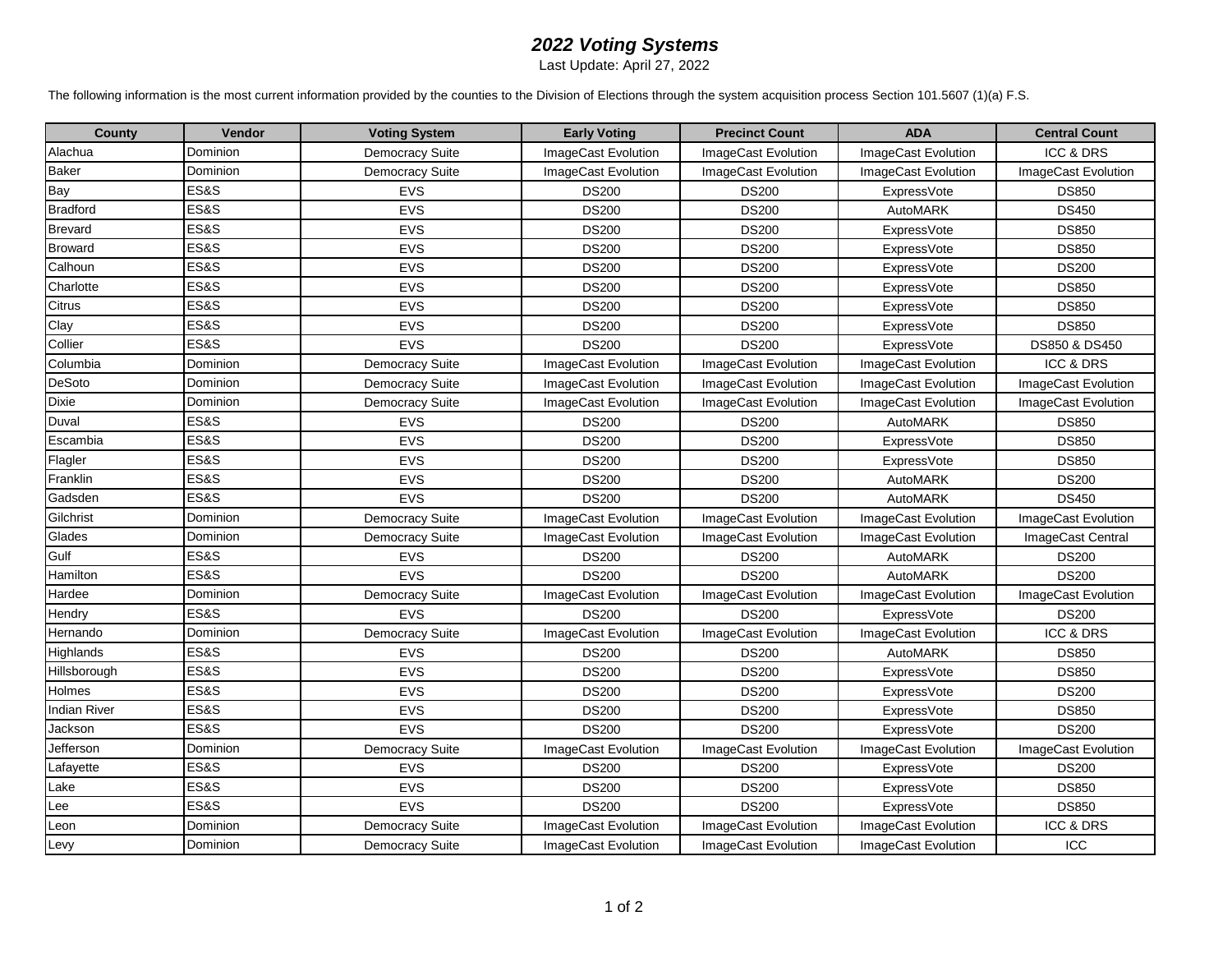# *2022 Voting Systems*

Last Update: April 27, 2022

The following information is the most current information provided by the counties to the Division of Elections through the system acquisition process Section 101.5607 (1)(a) F.S.

| County | Vendor | Voting System | Early Voting | Precinct Count | ADA | Central Count |
|---|---|---|---|---|---|---|
| Alachua | Dominion | Democracy Suite | ImageCast Evolution | ImageCast Evolution | ImageCast Evolution | ICC & DRS |
| Baker | Dominion | Democracy Suite | ImageCast Evolution | ImageCast Evolution | ImageCast Evolution | ImageCast Evolution |
| Bay | ES&S | EVS | DS200 | DS200 | ExpressVote | DS850 |
| Bradford | ES&S | EVS | DS200 | DS200 | AutoMARK | DS450 |
| Brevard | ES&S | EVS | DS200 | DS200 | ExpressVote | DS850 |
| Broward | ES&S | EVS | DS200 | DS200 | ExpressVote | DS850 |
| Calhoun | ES&S | EVS | DS200 | DS200 | ExpressVote | DS200 |
| Charlotte | ES&S | EVS | DS200 | DS200 | ExpressVote | DS850 |
| Citrus | ES&S | EVS | DS200 | DS200 | ExpressVote | DS850 |
| Clay | ES&S | EVS | DS200 | DS200 | ExpressVote | DS850 |
| Collier | ES&S | EVS | DS200 | DS200 | ExpressVote | DS850 & DS450 |
| Columbia | Dominion | Democracy Suite | ImageCast Evolution | ImageCast Evolution | ImageCast Evolution | ICC & DRS |
| DeSoto | Dominion | Democracy Suite | ImageCast Evolution | ImageCast Evolution | ImageCast Evolution | ImageCast Evolution |
| Dixie | Dominion | Democracy Suite | ImageCast Evolution | ImageCast Evolution | ImageCast Evolution | ImageCast Evolution |
| Duval | ES&S | EVS | DS200 | DS200 | AutoMARK | DS850 |
| Escambia | ES&S | EVS | DS200 | DS200 | ExpressVote | DS850 |
| Flagler | ES&S | EVS | DS200 | DS200 | ExpressVote | DS850 |
| Franklin | ES&S | EVS | DS200 | DS200 | AutoMARK | DS200 |
| Gadsden | ES&S | EVS | DS200 | DS200 | AutoMARK | DS450 |
| Gilchrist | Dominion | Democracy Suite | ImageCast Evolution | ImageCast Evolution | ImageCast Evolution | ImageCast Evolution |
| Glades | Dominion | Democracy Suite | ImageCast Evolution | ImageCast Evolution | ImageCast Evolution | ImageCast Central |
| Gulf | ES&S | EVS | DS200 | DS200 | AutoMARK | DS200 |
| Hamilton | ES&S | EVS | DS200 | DS200 | AutoMARK | DS200 |
| Hardee | Dominion | Democracy Suite | ImageCast Evolution | ImageCast Evolution | ImageCast Evolution | ImageCast Evolution |
| Hendry | ES&S | EVS | DS200 | DS200 | ExpressVote | DS200 |
| Hernando | Dominion | Democracy Suite | ImageCast Evolution | ImageCast Evolution | ImageCast Evolution | ICC & DRS |
| Highlands | ES&S | EVS | DS200 | DS200 | AutoMARK | DS850 |
| Hillsborough | ES&S | EVS | DS200 | DS200 | ExpressVote | DS850 |
| Holmes | ES&S | EVS | DS200 | DS200 | ExpressVote | DS200 |
| Indian River | ES&S | EVS | DS200 | DS200 | ExpressVote | DS850 |
| Jackson | ES&S | EVS | DS200 | DS200 | ExpressVote | DS200 |
| Jefferson | Dominion | Democracy Suite | ImageCast Evolution | ImageCast Evolution | ImageCast Evolution | ImageCast Evolution |
| Lafayette | ES&S | EVS | DS200 | DS200 | ExpressVote | DS200 |
| Lake | ES&S | EVS | DS200 | DS200 | ExpressVote | DS850 |
| Lee | ES&S | EVS | DS200 | DS200 | ExpressVote | DS850 |
| Leon | Dominion | Democracy Suite | ImageCast Evolution | ImageCast Evolution | ImageCast Evolution | ICC & DRS |
| Levy | Dominion | Democracy Suite | ImageCast Evolution | ImageCast Evolution | ImageCast Evolution | ICC |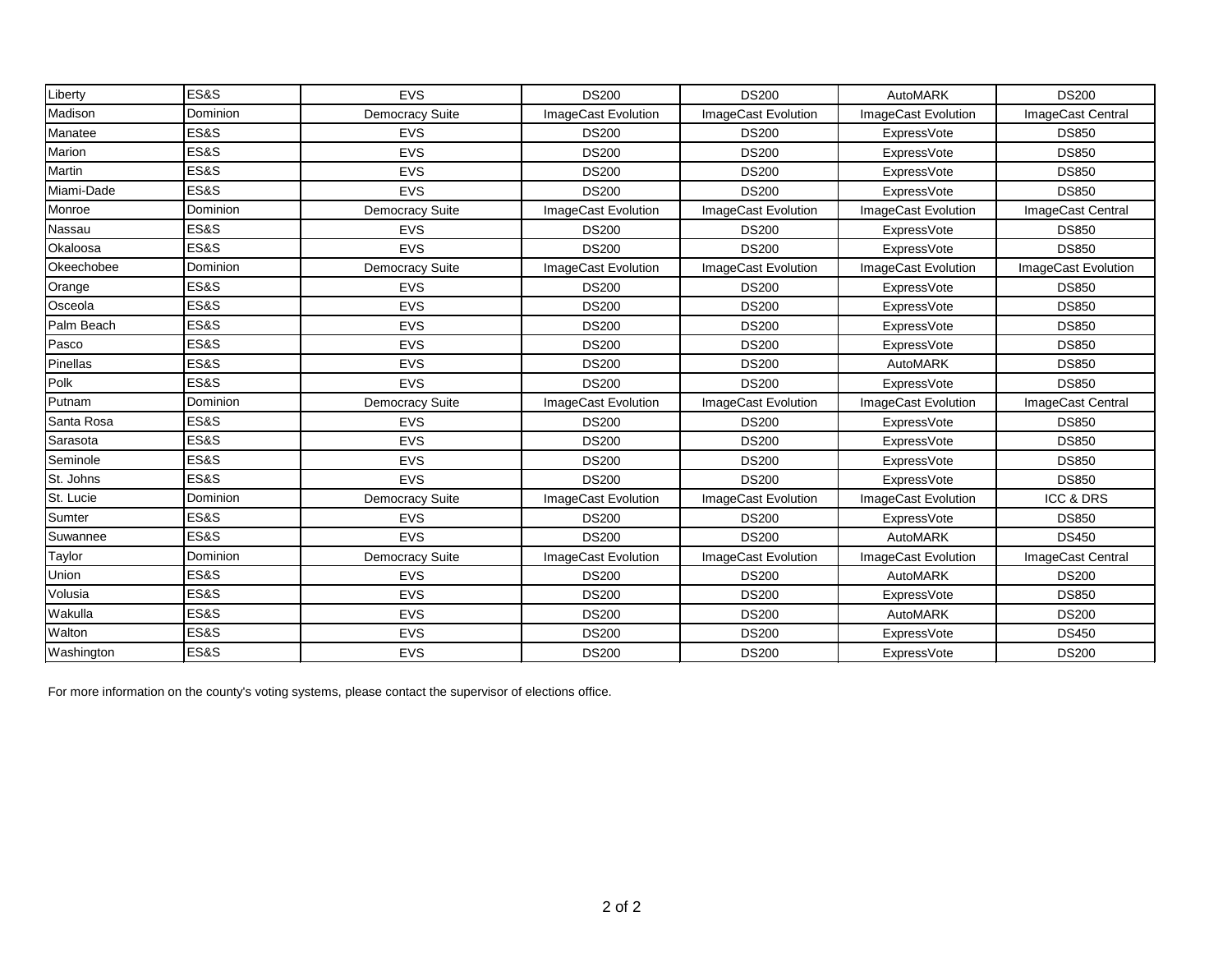| | | | | | | |
|---|---|---|---|---|---|---|
| Liberty | ES&S | EVS | DS200 | DS200 | AutoMARK | DS200 |
| Madison | Dominion | Democracy Suite | ImageCast Evolution | ImageCast Evolution | ImageCast Evolution | ImageCast Central |
| Manatee | ES&S | EVS | DS200 | DS200 | ExpressVote | DS850 |
| Marion | ES&S | EVS | DS200 | DS200 | ExpressVote | DS850 |
| Martin | ES&S | EVS | DS200 | DS200 | ExpressVote | DS850 |
| Miami-Dade | ES&S | EVS | DS200 | DS200 | ExpressVote | DS850 |
| Monroe | Dominion | Democracy Suite | ImageCast Evolution | ImageCast Evolution | ImageCast Evolution | ImageCast Central |
| Nassau | ES&S | EVS | DS200 | DS200 | ExpressVote | DS850 |
| Okaloosa | ES&S | EVS | DS200 | DS200 | ExpressVote | DS850 |
| Okeechobee | Dominion | Democracy Suite | ImageCast Evolution | ImageCast Evolution | ImageCast Evolution | ImageCast Evolution |
| Orange | ES&S | EVS | DS200 | DS200 | ExpressVote | DS850 |
| Osceola | ES&S | EVS | DS200 | DS200 | ExpressVote | DS850 |
| Palm Beach | ES&S | EVS | DS200 | DS200 | ExpressVote | DS850 |
| Pasco | ES&S | EVS | DS200 | DS200 | ExpressVote | DS850 |
| Pinellas | ES&S | EVS | DS200 | DS200 | AutoMARK | DS850 |
| Polk | ES&S | EVS | DS200 | DS200 | ExpressVote | DS850 |
| Putnam | Dominion | Democracy Suite | ImageCast Evolution | ImageCast Evolution | ImageCast Evolution | ImageCast Central |
| Santa Rosa | ES&S | EVS | DS200 | DS200 | ExpressVote | DS850 |
| Sarasota | ES&S | EVS | DS200 | DS200 | ExpressVote | DS850 |
| Seminole | ES&S | EVS | DS200 | DS200 | ExpressVote | DS850 |
| St. Johns | ES&S | EVS | DS200 | DS200 | ExpressVote | DS850 |
| St. Lucie | Dominion | Democracy Suite | ImageCast Evolution | ImageCast Evolution | ImageCast Evolution | ICC & DRS |
| Sumter | ES&S | EVS | DS200 | DS200 | ExpressVote | DS850 |
| Suwannee | ES&S | EVS | DS200 | DS200 | AutoMARK | DS450 |
| Taylor | Dominion | Democracy Suite | ImageCast Evolution | ImageCast Evolution | ImageCast Evolution | ImageCast Central |
| Union | ES&S | EVS | DS200 | DS200 | AutoMARK | DS200 |
| Volusia | ES&S | EVS | DS200 | DS200 | ExpressVote | DS850 |
| Wakulla | ES&S | EVS | DS200 | DS200 | AutoMARK | DS200 |
| Walton | ES&S | EVS | DS200 | DS200 | ExpressVote | DS450 |
| Washington | ES&S | EVS | DS200 | DS200 | ExpressVote | DS200 |

For more information on the county's voting systems, please contact the supervisor of elections office.